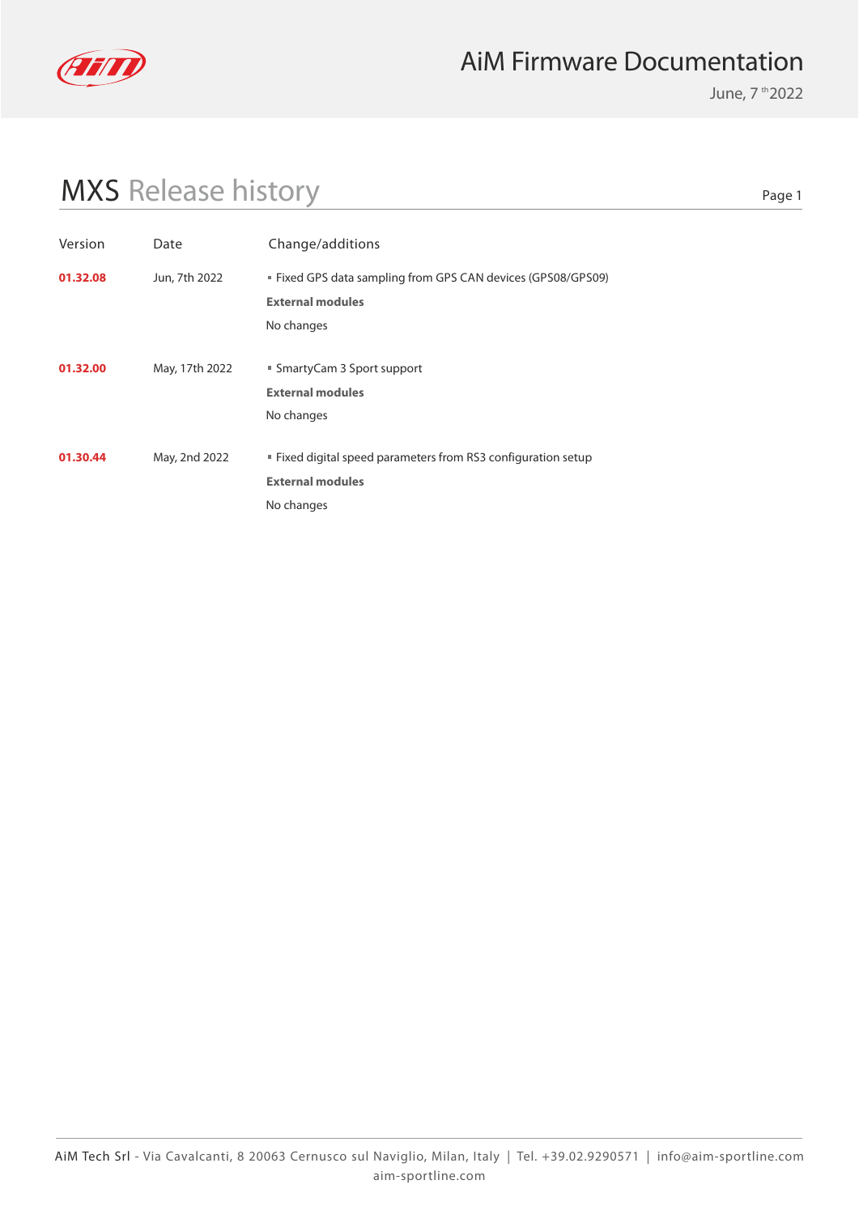# AiM Firmware Documentation

June, 7th 2022

## MXS Release history

| Version | Date | Change/additions |
|---|---|---|
| **01.32.08** | Jun, 7th 2022 | ▪ Fixed GPS data sampling from GPS CAN devices (GPS08/GPS09)<br>**External modules**<br>No changes |
| **01.32.00** | May, 17th 2022 | ▪ SmartyCam 3 Sport support<br>**External modules**<br>No changes |
| **01.30.44** | May, 2nd 2022 | ▪ Fixed digital speed parameters from RS3 configuration setup<br>**External modules**<br>No changes |

AiM Tech Srl - Via Cavalcanti, 8 20063 Cernusco sul Naviglio, Milan, Italy | Tel. +39.02.9290571 | info@aim-sportline.com
aim-sportline.com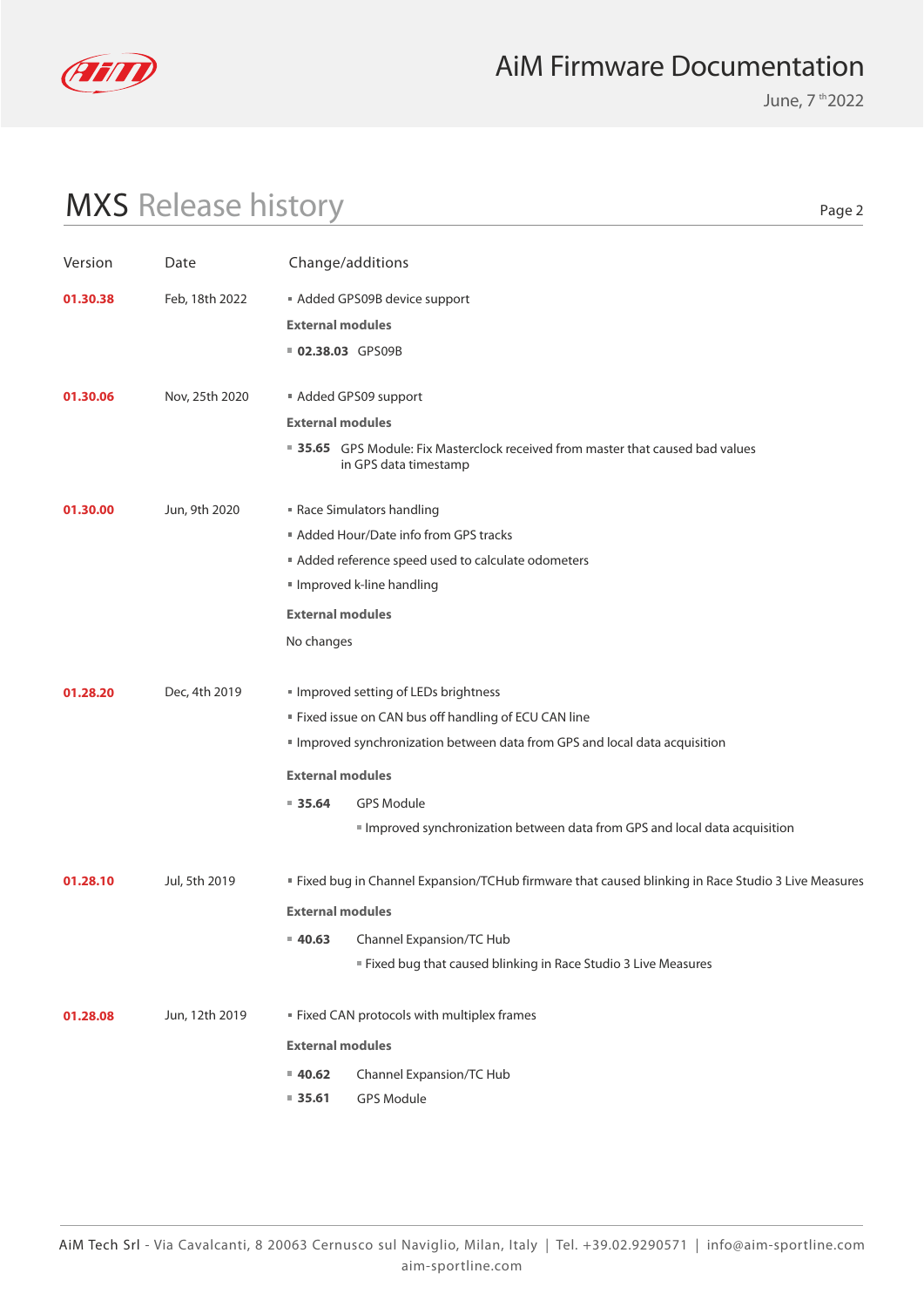# MXS Release history

| Version | Date | Change/additions |
|---|---|---|
| **01.30.38** | Feb, 18th 2022 | ▪ Added GPS09B device support<br>**External modules**<br>▪ **02.38.03** GPS09B |
| **01.30.06** | Nov, 25th 2020 | ▪ Added GPS09 support<br>**External modules**<br>▪ **35.65** GPS Module: Fix Masterclock received from master that caused bad values in GPS data timestamp |
| **01.30.00** | Jun, 9th 2020 | ▪ Race Simulators handling<br>▪ Added Hour/Date info from GPS tracks<br>▪ Added reference speed used to calculate odometers<br>▪ Improved k-line handling<br>**External modules**<br>No changes |
| **01.28.20** | Dec, 4th 2019 | ▪ Improved setting of LEDs brightness<br>▪ Fixed issue on CAN bus off handling of ECU CAN line<br>▪ Improved synchronization between data from GPS and local data acquisition<br>**External modules**<br>▪ **35.64** GPS Module<br>▪ Improved synchronization between data from GPS and local data acquisition |
| **01.28.10** | Jul, 5th 2019 | ▪ Fixed bug in Channel Expansion/TCHub firmware that caused blinking in Race Studio 3 Live Measures<br>**External modules**<br>▪ **40.63** Channel Expansion/TC Hub<br>▪ Fixed bug that caused blinking in Race Studio 3 Live Measures |
| **01.28.08** | Jun, 12th 2019 | ▪ Fixed CAN protocols with multiplex frames<br>**External modules**<br>▪ **40.62** Channel Expansion/TC Hub<br>▪ **35.61** GPS Module |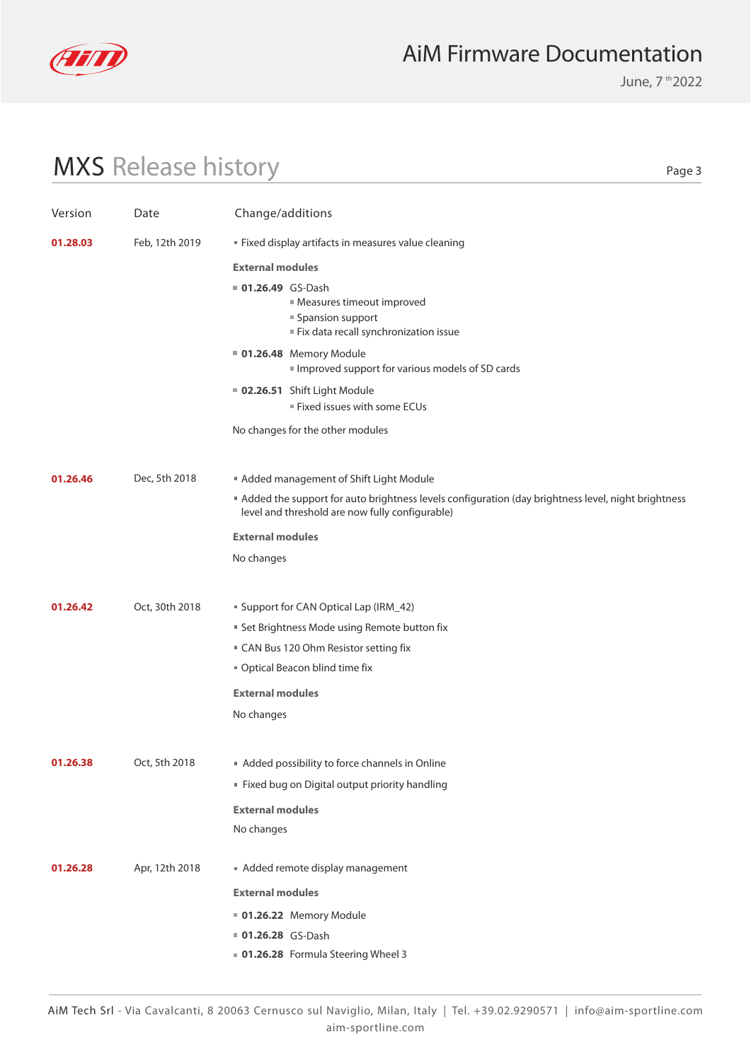# MXS Release history

| Version | Date | Change/additions |
| --- | --- | --- |
| **01.28.03** | Feb, 12th 2019 | ▪ Fixed display artifacts in measures value cleaning<br><br>**External modules**<br>▪ **01.26.49** GS-Dash<br>  ▪ Measures timeout improved<br>  ▪ Spansion support<br>  ▪ Fix data recall synchronization issue<br>▪ **01.26.48** Memory Module<br>  ▪ Improved support for various models of SD cards<br>▪ **02.26.51** Shift Light Module<br>  ▪ Fixed issues with some ECUs<br><br>No changes for the other modules |
| **01.26.46** | Dec, 5th 2018 | ▪ Added management of Shift Light Module<br>▪ Added the support for auto brightness levels configuration (day brightness level, night brightness level and threshold are now fully configurable)<br><br>**External modules**<br>No changes |
| **01.26.42** | Oct, 30th 2018 | ▪ Support for CAN Optical Lap (IRM_42)<br>▪ Set Brightness Mode using Remote button fix<br>▪ CAN Bus 120 Ohm Resistor setting fix<br>▪ Optical Beacon blind time fix<br><br>**External modules**<br>No changes |
| **01.26.38** | Oct, 5th 2018 | ▪ Added possibility to force channels in Online<br>▪ Fixed bug on Digital output priority handling<br><br>**External modules**<br>No changes |
| **01.26.28** | Apr, 12th 2018 | ▪ Added remote display management<br><br>**External modules**<br>▪ **01.26.22** Memory Module<br>▪ **01.26.28** GS-Dash<br>▪ **01.26.28** Formula Steering Wheel 3 |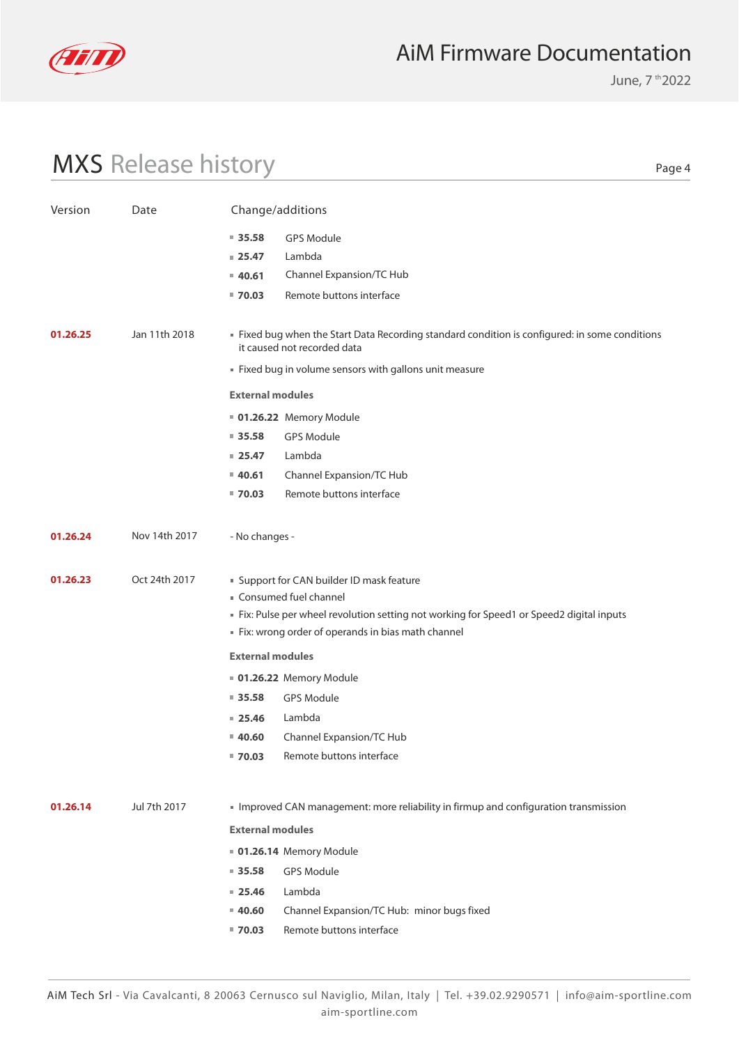## MXS Release history

| Version | Date | Change/additions |
|---|---|---|
| | | ▪ **35.58** GPS Module<br>▪ **25.47** Lambda<br>▪ **40.61** Channel Expansion/TC Hub<br>▪ **70.03** Remote buttons interface |
| **01.26.25** | Jan 11th 2018 | ▪ Fixed bug when the Start Data Recording standard condition is configured: in some conditions it caused not recorded data<br>▪ Fixed bug in volume sensors with gallons unit measure<br>**External modules**<br>▪ **01.26.22** Memory Module<br>▪ **35.58** GPS Module<br>▪ **25.47** Lambda<br>▪ **40.61** Channel Expansion/TC Hub<br>▪ **70.03** Remote buttons interface |
| **01.26.24** | Nov 14th 2017 | - No changes - |
| **01.26.23** | Oct 24th 2017 | ▪ Support for CAN builder ID mask feature<br>▪ Consumed fuel channel<br>▪ Fix: Pulse per wheel revolution setting not working for Speed1 or Speed2 digital inputs<br>▪ Fix: wrong order of operands in bias math channel<br>**External modules**<br>▪ **01.26.22** Memory Module<br>▪ **35.58** GPS Module<br>▪ **25.46** Lambda<br>▪ **40.60** Channel Expansion/TC Hub<br>▪ **70.03** Remote buttons interface |
| **01.26.14** | Jul 7th 2017 | ▪ Improved CAN management: more reliability in firmup and configuration transmission<br>**External modules**<br>▪ **01.26.14** Memory Module<br>▪ **35.58** GPS Module<br>▪ **25.46** Lambda<br>▪ **40.60** Channel Expansion/TC Hub: minor bugs fixed<br>▪ **70.03** Remote buttons interface |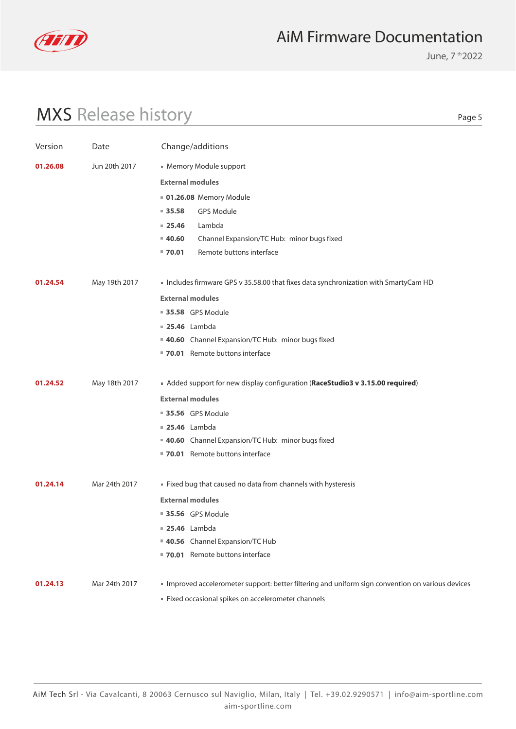# MXS Release history

| Version | Date | Change/additions |
|---|---|---|
| **01.26.08** | Jun 20th 2017 | ▪ Memory Module support<br>**External modules**<br>▪ **01.26.08** Memory Module<br>▪ **35.58** GPS Module<br>▪ **25.46** Lambda<br>▪ **40.60** Channel Expansion/TC Hub: minor bugs fixed<br>▪ **70.01** Remote buttons interface |
| **01.24.54** | May 19th 2017 | ▪ Includes firmware GPS v 35.58.00 that fixes data synchronization with SmartyCam HD<br>**External modules**<br>▪ **35.58** GPS Module<br>▪ **25.46** Lambda<br>▪ **40.60** Channel Expansion/TC Hub: minor bugs fixed<br>▪ **70.01** Remote buttons interface |
| **01.24.52** | May 18th 2017 | ▪ Added support for new display configuration (**RaceStudio3 v 3.15.00 required**)<br>**External modules**<br>▪ **35.56** GPS Module<br>▪ **25.46** Lambda<br>▪ **40.60** Channel Expansion/TC Hub: minor bugs fixed<br>▪ **70.01** Remote buttons interface |
| **01.24.14** | Mar 24th 2017 | ▪ Fixed bug that caused no data from channels with hysteresis<br>**External modules**<br>▪ **35.56** GPS Module<br>▪ **25.46** Lambda<br>▪ **40.56** Channel Expansion/TC Hub<br>▪ **70.01** Remote buttons interface |
| **01.24.13** | Mar 24th 2017 | ▪ Improved accelerometer support: better filtering and uniform sign convention on various devices<br>▪ Fixed occasional spikes on accelerometer channels |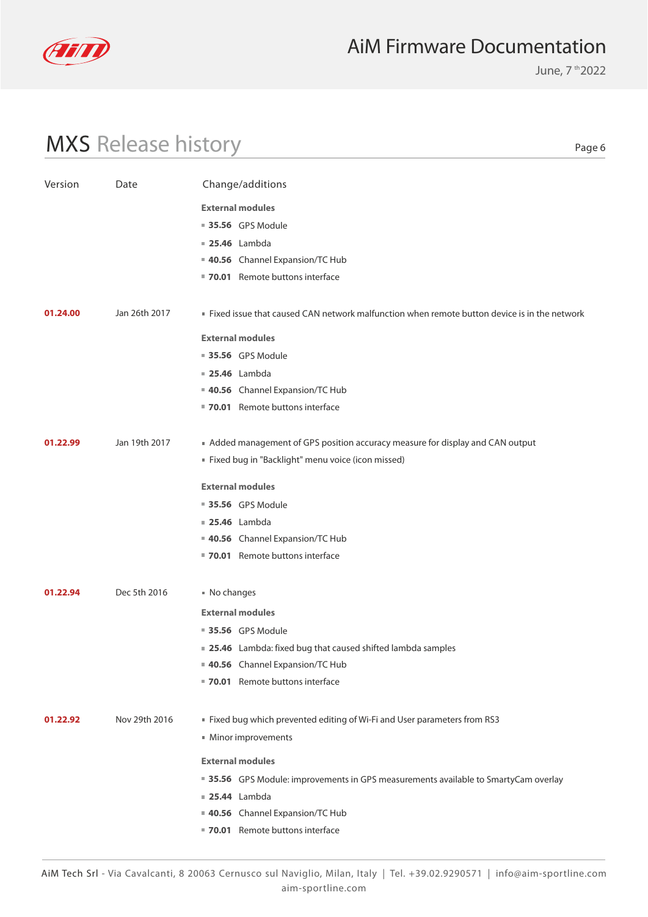## MXS Release history

| Version | Date | Change/additions |
|---|---|---|
| | | **External modules**<br>▪ **35.56** GPS Module<br>▪ **25.46** Lambda<br>▪ **40.56** Channel Expansion/TC Hub<br>▪ **70.01** Remote buttons interface |
| **01.24.00** | Jan 26th 2017 | ▪ Fixed issue that caused CAN network malfunction when remote button device is in the network<br>**External modules**<br>▪ **35.56** GPS Module<br>▪ **25.46** Lambda<br>▪ **40.56** Channel Expansion/TC Hub<br>▪ **70.01** Remote buttons interface |
| **01.22.99** | Jan 19th 2017 | ▪ Added management of GPS position accuracy measure for display and CAN output<br>▪ Fixed bug in "Backlight" menu voice (icon missed)<br>**External modules**<br>▪ **35.56** GPS Module<br>▪ **25.46** Lambda<br>▪ **40.56** Channel Expansion/TC Hub<br>▪ **70.01** Remote buttons interface |
| **01.22.94** | Dec 5th 2016 | ▪ No changes<br>**External modules**<br>▪ **35.56** GPS Module<br>▪ **25.46** Lambda: fixed bug that caused shifted lambda samples<br>▪ **40.56** Channel Expansion/TC Hub<br>▪ **70.01** Remote buttons interface |
| **01.22.92** | Nov 29th 2016 | ▪ Fixed bug which prevented editing of Wi-Fi and User parameters from RS3<br>▪ Minor improvements<br>**External modules**<br>▪ **35.56** GPS Module: improvements in GPS measurements available to SmartyCam overlay<br>▪ **25.44** Lambda<br>▪ **40.56** Channel Expansion/TC Hub<br>▪ **70.01** Remote buttons interface |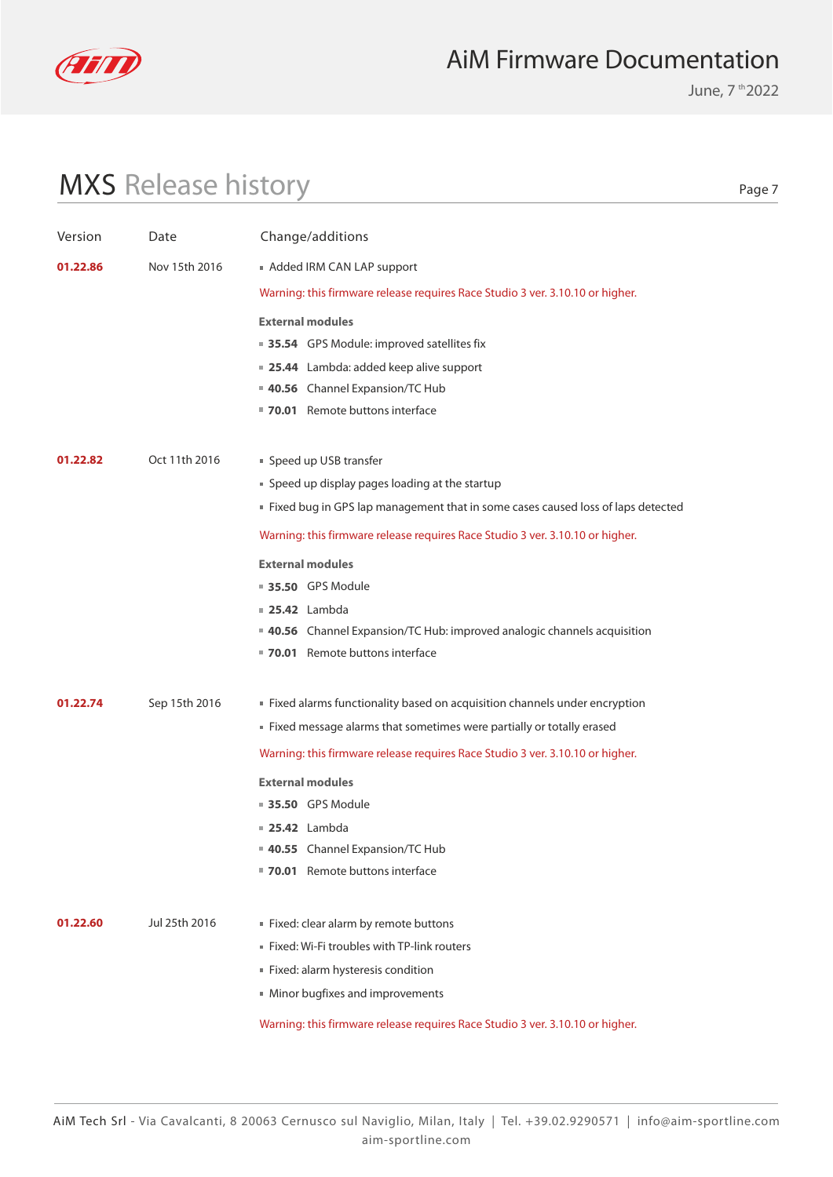## MXS Release history

| Version | Date | Change/additions |
|---|---|---|
| **01.22.86** | Nov 15th 2016 | ▪ Added IRM CAN LAP support<br>Warning: this firmware release requires Race Studio 3 ver. 3.10.10 or higher.<br>**External modules**<br>▪ **35.54** GPS Module: improved satellites fix<br>▪ **25.44** Lambda: added keep alive support<br>▪ **40.56** Channel Expansion/TC Hub<br>▪ **70.01** Remote buttons interface |
| **01.22.82** | Oct 11th 2016 | ▪ Speed up USB transfer<br>▪ Speed up display pages loading at the startup<br>▪ Fixed bug in GPS lap management that in some cases caused loss of laps detected<br>Warning: this firmware release requires Race Studio 3 ver. 3.10.10 or higher.<br>**External modules**<br>▪ **35.50** GPS Module<br>▪ **25.42** Lambda<br>▪ **40.56** Channel Expansion/TC Hub: improved analogic channels acquisition<br>▪ **70.01** Remote buttons interface |
| **01.22.74** | Sep 15th 2016 | ▪ Fixed alarms functionality based on acquisition channels under encryption<br>▪ Fixed message alarms that sometimes were partially or totally erased<br>Warning: this firmware release requires Race Studio 3 ver. 3.10.10 or higher.<br>**External modules**<br>▪ **35.50** GPS Module<br>▪ **25.42** Lambda<br>▪ **40.55** Channel Expansion/TC Hub<br>▪ **70.01** Remote buttons interface |
| **01.22.60** | Jul 25th 2016 | ▪ Fixed: clear alarm by remote buttons<br>▪ Fixed: Wi-Fi troubles with TP-link routers<br>▪ Fixed: alarm hysteresis condition<br>▪ Minor bugfixes and improvements<br>Warning: this firmware release requires Race Studio 3 ver. 3.10.10 or higher. |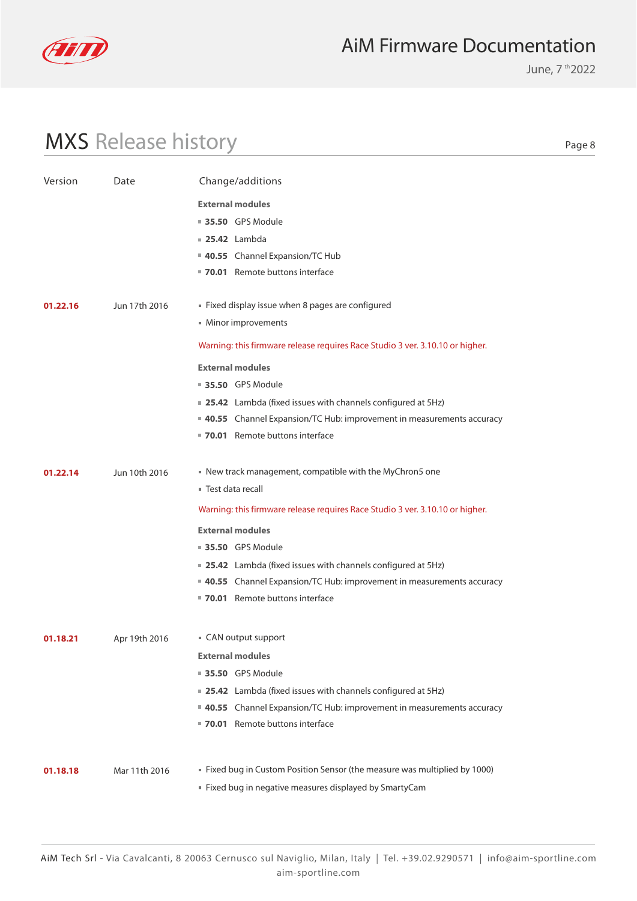## MXS Release history

| Version | Date | Change/additions |
|---|---|---|
| | | **External modules**<br>▪ **35.50** GPS Module<br>▪ **25.42** Lambda<br>▪ **40.55** Channel Expansion/TC Hub<br>▪ **70.01** Remote buttons interface |
| **01.22.16** | Jun 17th 2016 | ▪ Fixed display issue when 8 pages are configured<br>▪ Minor improvements<br>Warning: this firmware release requires Race Studio 3 ver. 3.10.10 or higher.<br>**External modules**<br>▪ **35.50** GPS Module<br>▪ **25.42** Lambda (fixed issues with channels configured at 5Hz)<br>▪ **40.55** Channel Expansion/TC Hub: improvement in measurements accuracy<br>▪ **70.01** Remote buttons interface |
| **01.22.14** | Jun 10th 2016 | ▪ New track management, compatible with the MyChron5 one<br>▪ Test data recall<br>Warning: this firmware release requires Race Studio 3 ver. 3.10.10 or higher.<br>**External modules**<br>▪ **35.50** GPS Module<br>▪ **25.42** Lambda (fixed issues with channels configured at 5Hz)<br>▪ **40.55** Channel Expansion/TC Hub: improvement in measurements accuracy<br>▪ **70.01** Remote buttons interface |
| **01.18.21** | Apr 19th 2016 | ▪ CAN output support<br>**External modules**<br>▪ **35.50** GPS Module<br>▪ **25.42** Lambda (fixed issues with channels configured at 5Hz)<br>▪ **40.55** Channel Expansion/TC Hub: improvement in measurements accuracy<br>▪ **70.01** Remote buttons interface |
| **01.18.18** | Mar 11th 2016 | ▪ Fixed bug in Custom Position Sensor (the measure was multiplied by 1000)<br>▪ Fixed bug in negative measures displayed by SmartyCam |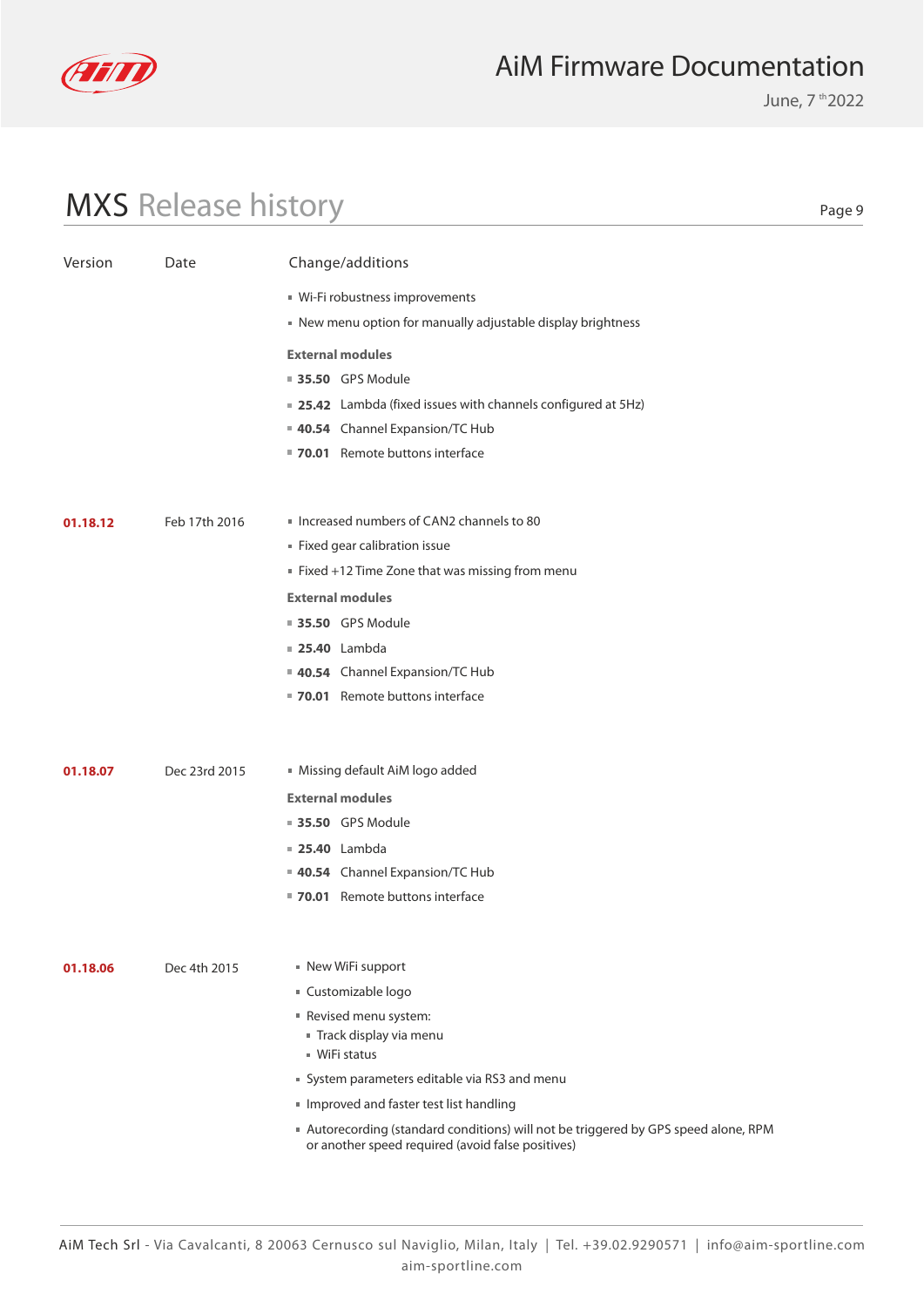## MXS Release history

| Version | Date | Change/additions |
|---|---|---|
| | | ▪ Wi-Fi robustness improvements<br>▪ New menu option for manually adjustable display brightness<br>**External modules**<br>▪ **35.50** GPS Module<br>▪ **25.42** Lambda (fixed issues with channels configured at 5Hz)<br>▪ **40.54** Channel Expansion/TC Hub<br>▪ **70.01** Remote buttons interface |
| **01.18.12** | Feb 17th 2016 | ▪ Increased numbers of CAN2 channels to 80<br>▪ Fixed gear calibration issue<br>▪ Fixed +12 Time Zone that was missing from menu<br>**External modules**<br>▪ **35.50** GPS Module<br>▪ **25.40** Lambda<br>▪ **40.54** Channel Expansion/TC Hub<br>▪ **70.01** Remote buttons interface |
| **01.18.07** | Dec 23rd 2015 | ▪ Missing default AiM logo added<br>**External modules**<br>▪ **35.50** GPS Module<br>▪ **25.40** Lambda<br>▪ **40.54** Channel Expansion/TC Hub<br>▪ **70.01** Remote buttons interface |
| **01.18.06** | Dec 4th 2015 | ▪ New WiFi support<br>▪ Customizable logo<br>▪ Revised menu system:<br>&nbsp;&nbsp;▪ Track display via menu<br>&nbsp;&nbsp;▪ WiFi status<br>▪ System parameters editable via RS3 and menu<br>▪ Improved and faster test list handling<br>▪ Autorecording (standard conditions) will not be triggered by GPS speed alone, RPM or another speed required (avoid false positives) |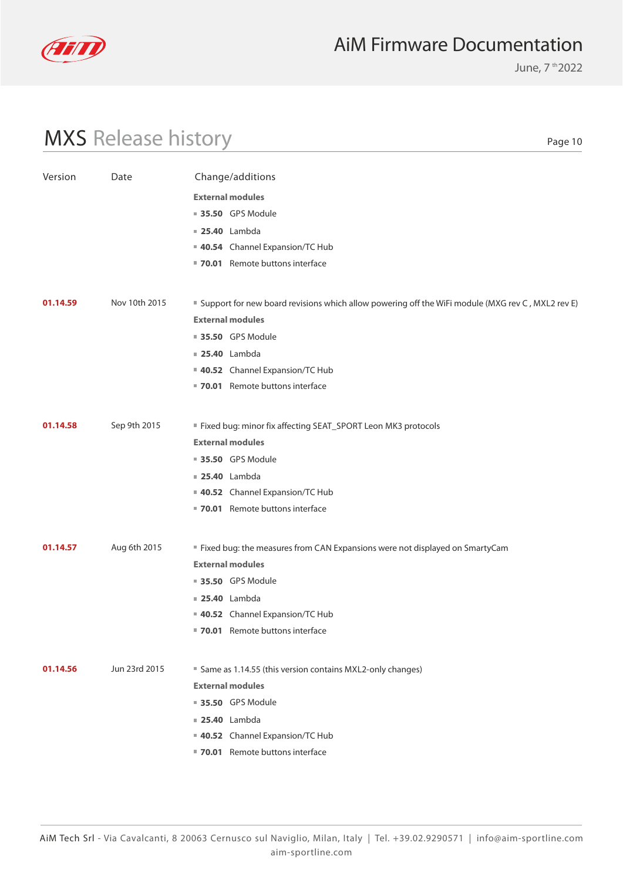## MXS Release history

| Version | Date | Change/additions |
| --- | --- | --- |
| | | **External modules**<br>▪ **35.50** GPS Module<br>▪ **25.40** Lambda<br>▪ **40.54** Channel Expansion/TC Hub<br>▪ **70.01** Remote buttons interface |
| **01.14.59** | Nov 10th 2015 | ▪ Support for new board revisions which allow powering off the WiFi module (MXG rev C , MXL2 rev E)<br>**External modules**<br>▪ **35.50** GPS Module<br>▪ **25.40** Lambda<br>▪ **40.52** Channel Expansion/TC Hub<br>▪ **70.01** Remote buttons interface |
| **01.14.58** | Sep 9th 2015 | ▪ Fixed bug: minor fix affecting SEAT_SPORT Leon MK3 protocols<br>**External modules**<br>▪ **35.50** GPS Module<br>▪ **25.40** Lambda<br>▪ **40.52** Channel Expansion/TC Hub<br>▪ **70.01** Remote buttons interface |
| **01.14.57** | Aug 6th 2015 | ▪ Fixed bug: the measures from CAN Expansions were not displayed on SmartyCam<br>**External modules**<br>▪ **35.50** GPS Module<br>▪ **25.40** Lambda<br>▪ **40.52** Channel Expansion/TC Hub<br>▪ **70.01** Remote buttons interface |
| **01.14.56** | Jun 23rd 2015 | ▪ Same as 1.14.55 (this version contains MXL2-only changes)<br>**External modules**<br>▪ **35.50** GPS Module<br>▪ **25.40** Lambda<br>▪ **40.52** Channel Expansion/TC Hub<br>▪ **70.01** Remote buttons interface |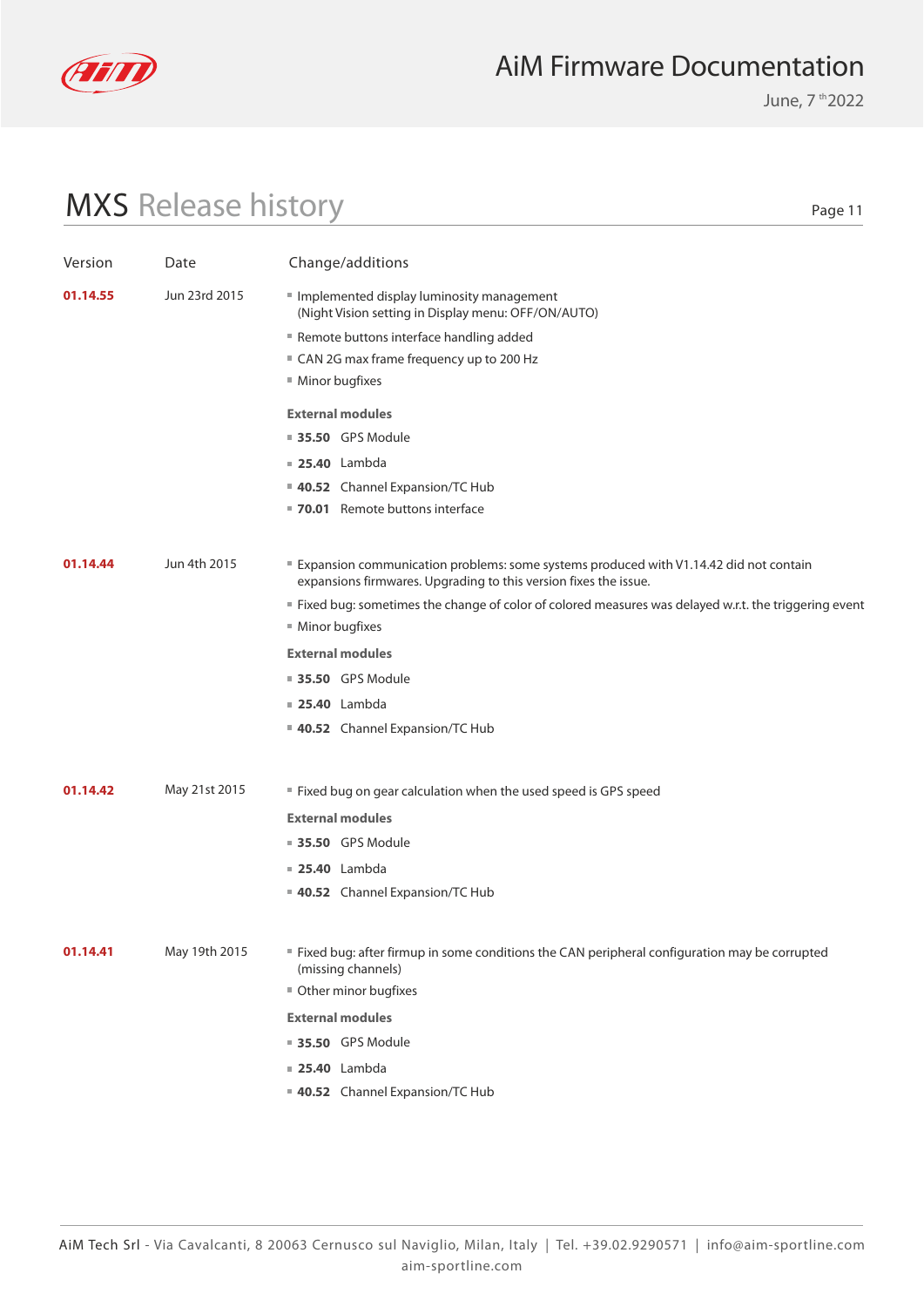# MXS Release history

| Version | Date | Change/additions |
| --- | --- | --- |
| **01.14.55** | Jun 23rd 2015 | ▪ Implemented display luminosity management (Night Vision setting in Display menu: OFF/ON/AUTO)<br>▪ Remote buttons interface handling added<br>▪ CAN 2G max frame frequency up to 200 Hz<br>▪ Minor bugfixes<br>**External modules**<br>▪ **35.50** GPS Module<br>▪ **25.40** Lambda<br>▪ **40.52** Channel Expansion/TC Hub<br>▪ **70.01** Remote buttons interface |
| **01.14.44** | Jun 4th 2015 | ▪ Expansion communication problems: some systems produced with V1.14.42 did not contain expansions firmwares. Upgrading to this version fixes the issue.<br>▪ Fixed bug: sometimes the change of color of colored measures was delayed w.r.t. the triggering event<br>▪ Minor bugfixes<br>**External modules**<br>▪ **35.50** GPS Module<br>▪ **25.40** Lambda<br>▪ **40.52** Channel Expansion/TC Hub |
| **01.14.42** | May 21st 2015 | ▪ Fixed bug on gear calculation when the used speed is GPS speed<br>**External modules**<br>▪ **35.50** GPS Module<br>▪ **25.40** Lambda<br>▪ **40.52** Channel Expansion/TC Hub |
| **01.14.41** | May 19th 2015 | ▪ Fixed bug: after firmup in some conditions the CAN peripheral configuration may be corrupted (missing channels)<br>▪ Other minor bugfixes<br>**External modules**<br>▪ **35.50** GPS Module<br>▪ **25.40** Lambda<br>▪ **40.52** Channel Expansion/TC Hub |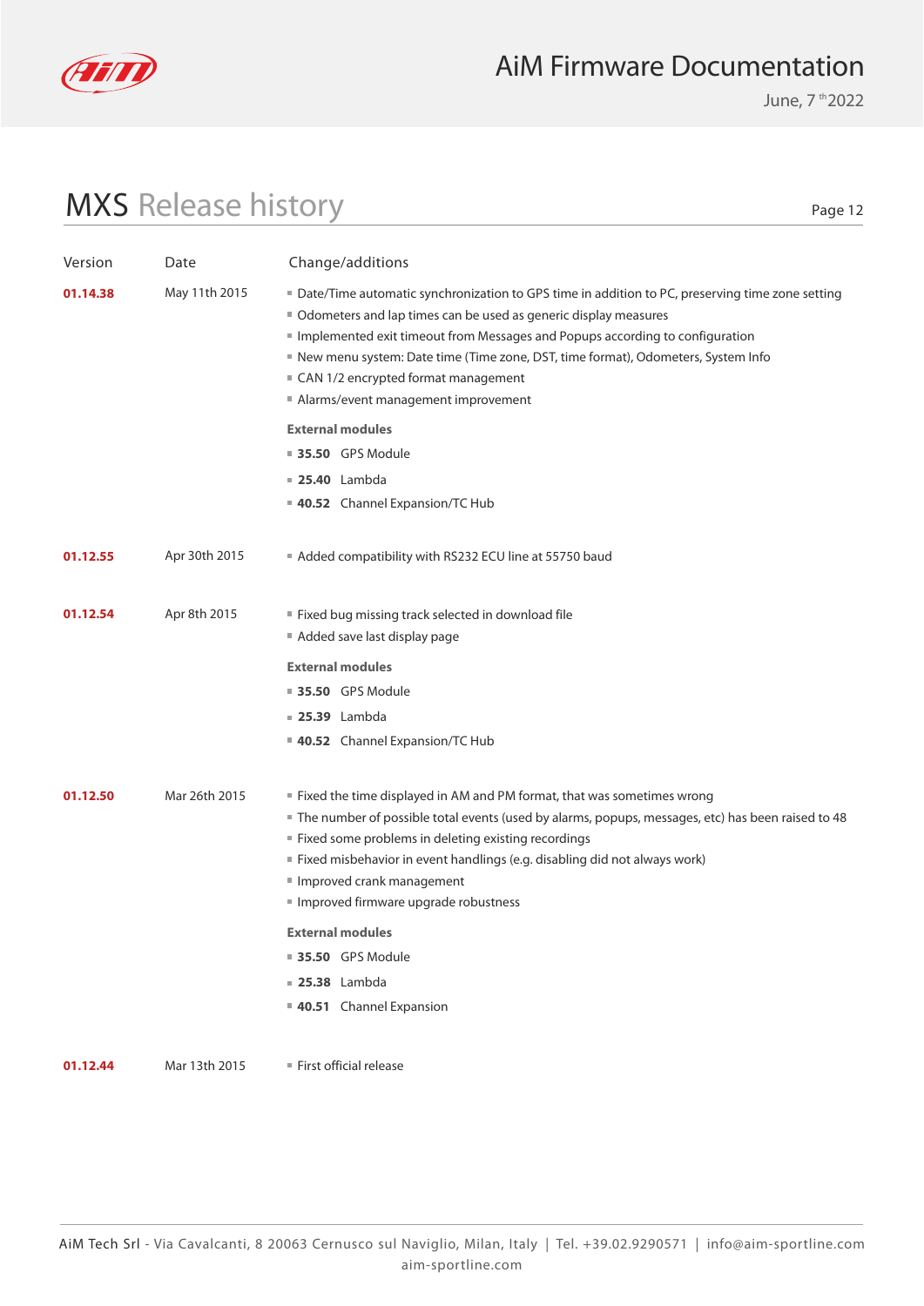# MXS Release history

| Version | Date | Change/additions |
|---|---|---|
| **01.14.38** | May 11th 2015 | ▪ Date/Time automatic synchronization to GPS time in addition to PC, preserving time zone setting<br>▪ Odometers and lap times can be used as generic display measures<br>▪ Implemented exit timeout from Messages and Popups according to configuration<br>▪ New menu system: Date time (Time zone, DST, time format), Odometers, System Info<br>▪ CAN 1/2 encrypted format management<br>▪ Alarms/event management improvement<br>**External modules**<br>▪ **35.50** GPS Module<br>▪ **25.40** Lambda<br>▪ **40.52** Channel Expansion/TC Hub |
| **01.12.55** | Apr 30th 2015 | ▪ Added compatibility with RS232 ECU line at 55750 baud |
| **01.12.54** | Apr 8th 2015 | ▪ Fixed bug missing track selected in download file<br>▪ Added save last display page<br>**External modules**<br>▪ **35.50** GPS Module<br>▪ **25.39** Lambda<br>▪ **40.52** Channel Expansion/TC Hub |
| **01.12.50** | Mar 26th 2015 | ▪ Fixed the time displayed in AM and PM format, that was sometimes wrong<br>▪ The number of possible total events (used by alarms, popups, messages, etc) has been raised to 48<br>▪ Fixed some problems in deleting existing recordings<br>▪ Fixed misbehavior in event handlings (e.g. disabling did not always work)<br>▪ Improved crank management<br>▪ Improved firmware upgrade robustness<br>**External modules**<br>▪ **35.50** GPS Module<br>▪ **25.38** Lambda<br>▪ **40.51** Channel Expansion |
| **01.12.44** | Mar 13th 2015 | ▪ First official release |